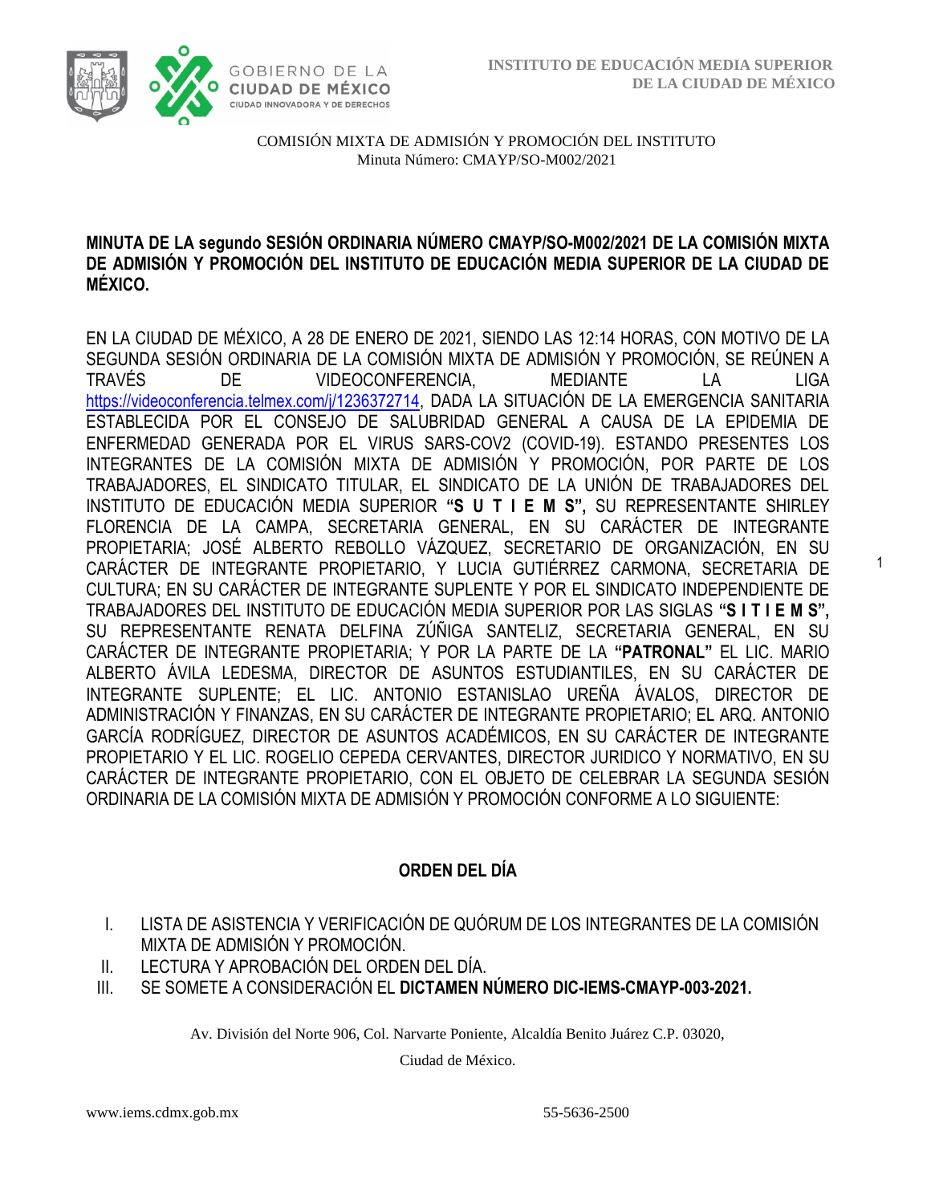COMISIÓN MIXTA DE ADMISIÓN Y PROMOCIÓN DEL INSTITUTO
Minuta Número: CMAYP/SO-M002/2021

**MINUTA DE LA segundo SESIÓN ORDINARIA NÚMERO CMAYP/SO-M002/2021 DE LA COMISIÓN MIXTA DE ADMISIÓN Y PROMOCIÓN DEL INSTITUTO DE EDUCACIÓN MEDIA SUPERIOR DE LA CIUDAD DE MÉXICO.**

EN LA CIUDAD DE MÉXICO, A 28 DE ENERO DE 2021, SIENDO LAS 12:14 HORAS, CON MOTIVO DE LA SEGUNDA SESIÓN ORDINARIA DE LA COMISIÓN MIXTA DE ADMISIÓN Y PROMOCIÓN, SE REÚNEN A TRAVÉS DE VIDEOCONFERENCIA, MEDIANTE LA LIGA https://videoconferencia.telmex.com/j/1236372714, DADA LA SITUACIÓN DE LA EMERGENCIA SANITARIA ESTABLECIDA POR EL CONSEJO DE SALUBRIDAD GENERAL A CAUSA DE LA EPIDEMIA DE ENFERMEDAD GENERADA POR EL VIRUS SARS-COV2 (COVID-19). ESTANDO PRESENTES LOS INTEGRANTES DE LA COMISIÓN MIXTA DE ADMISIÓN Y PROMOCIÓN, POR PARTE DE LOS TRABAJADORES, EL SINDICATO TITULAR, EL SINDICATO DE LA UNIÓN DE TRABAJADORES DEL INSTITUTO DE EDUCACIÓN MEDIA SUPERIOR **"S U T I E M S",** SU REPRESENTANTE SHIRLEY FLORENCIA DE LA CAMPA, SECRETARIA GENERAL, EN SU CARÁCTER DE INTEGRANTE PROPIETARIA; JOSÉ ALBERTO REBOLLO VÁZQUEZ, SECRETARIO DE ORGANIZACIÓN, EN SU CARÁCTER DE INTEGRANTE PROPIETARIO, Y LUCIA GUTIÉRREZ CARMONA, SECRETARIA DE CULTURA; EN SU CARÁCTER DE INTEGRANTE SUPLENTE Y POR EL SINDICATO INDEPENDIENTE DE TRABAJADORES DEL INSTITUTO DE EDUCACIÓN MEDIA SUPERIOR POR LAS SIGLAS **"S I T I E M S",** SU REPRESENTANTE RENATA DELFINA ZÚÑIGA SANTELIZ, SECRETARIA GENERAL, EN SU CARÁCTER DE INTEGRANTE PROPIETARIA; Y POR LA PARTE DE LA **"PATRONAL"** EL LIC. MARIO ALBERTO ÁVILA LEDESMA, DIRECTOR DE ASUNTOS ESTUDIANTILES, EN SU CARÁCTER DE INTEGRANTE SUPLENTE; EL LIC. ANTONIO ESTANISLAO UREÑA ÁVALOS, DIRECTOR DE ADMINISTRACIÓN Y FINANZAS, EN SU CARÁCTER DE INTEGRANTE PROPIETARIO; EL ARQ. ANTONIO GARCÍA RODRÍGUEZ, DIRECTOR DE ASUNTOS ACADÉMICOS, EN SU CARÁCTER DE INTEGRANTE PROPIETARIO Y EL LIC. ROGELIO CEPEDA CERVANTES, DIRECTOR JURIDICO Y NORMATIVO, EN SU CARÁCTER DE INTEGRANTE PROPIETARIO, CON EL OBJETO DE CELEBRAR LA SEGUNDA SESIÓN ORDINARIA DE LA COMISIÓN MIXTA DE ADMISIÓN Y PROMOCIÓN CONFORME A LO SIGUIENTE:

## ORDEN DEL DÍA

I. LISTA DE ASISTENCIA Y VERIFICACIÓN DE QUÓRUM DE LOS INTEGRANTES DE LA COMISIÓN MIXTA DE ADMISIÓN Y PROMOCIÓN.
II. LECTURA Y APROBACIÓN DEL ORDEN DEL DÍA.
III. SE SOMETE A CONSIDERACIÓN EL **DICTAMEN NÚMERO DIC-IEMS-CMAYP-003-2021.**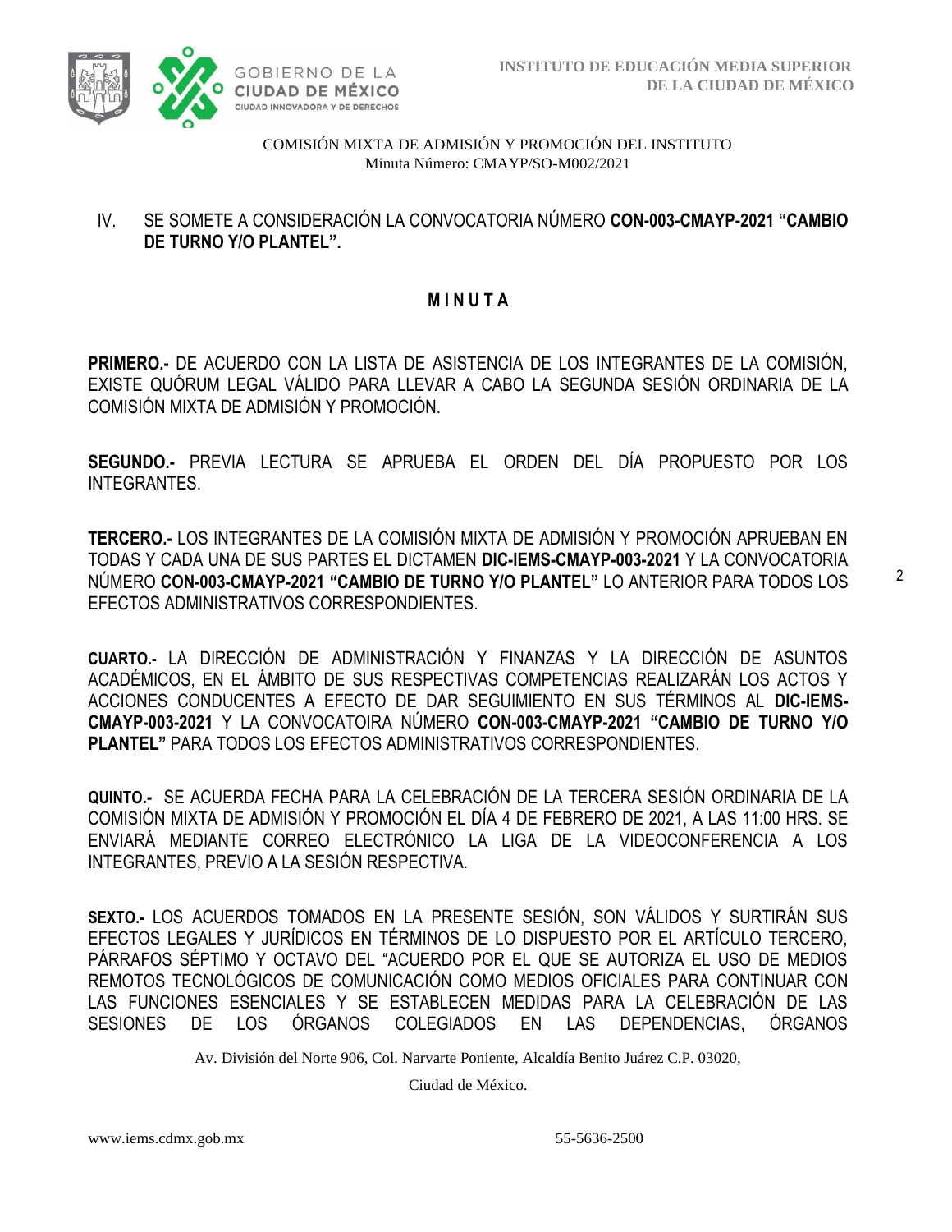COMISIÓN MIXTA DE ADMISIÓN Y PROMOCIÓN DEL INSTITUTO
Minuta Número: CMAYP/SO-M002/2021

IV. SE SOMETE A CONSIDERACIÓN LA CONVOCATORIA NÚMERO **CON-003-CMAYP-2021 "CAMBIO DE TURNO Y/O PLANTEL".**

## M I N U T A

**PRIMERO.-** DE ACUERDO CON LA LISTA DE ASISTENCIA DE LOS INTEGRANTES DE LA COMISIÓN, EXISTE QUÓRUM LEGAL VÁLIDO PARA LLEVAR A CABO LA SEGUNDA SESIÓN ORDINARIA DE LA COMISIÓN MIXTA DE ADMISIÓN Y PROMOCIÓN.

**SEGUNDO.-** PREVIA LECTURA SE APRUEBA EL ORDEN DEL DÍA PROPUESTO POR LOS INTEGRANTES.

**TERCERO.-** LOS INTEGRANTES DE LA COMISIÓN MIXTA DE ADMISIÓN Y PROMOCIÓN APRUEBAN EN TODAS Y CADA UNA DE SUS PARTES EL DICTAMEN **DIC-IEMS-CMAYP-003-2021** Y LA CONVOCATORIA NÚMERO **CON-003-CMAYP-2021 "CAMBIO DE TURNO Y/O PLANTEL"** LO ANTERIOR PARA TODOS LOS EFECTOS ADMINISTRATIVOS CORRESPONDIENTES.

**CUARTO.-** LA DIRECCIÓN DE ADMINISTRACIÓN Y FINANZAS Y LA DIRECCIÓN DE ASUNTOS ACADÉMICOS, EN EL ÁMBITO DE SUS RESPECTIVAS COMPETENCIAS REALIZARÁN LOS ACTOS Y ACCIONES CONDUCENTES A EFECTO DE DAR SEGUIMIENTO EN SUS TÉRMINOS AL **DIC-IEMS-CMAYP-003-2021** Y LA CONVOCATOIRA NÚMERO **CON-003-CMAYP-2021 "CAMBIO DE TURNO Y/O PLANTEL"** PARA TODOS LOS EFECTOS ADMINISTRATIVOS CORRESPONDIENTES.

**QUINTO.-** SE ACUERDA FECHA PARA LA CELEBRACIÓN DE LA TERCERA SESIÓN ORDINARIA DE LA COMISIÓN MIXTA DE ADMISIÓN Y PROMOCIÓN EL DÍA 4 DE FEBRERO DE 2021, A LAS 11:00 HRS. SE ENVIARÁ MEDIANTE CORREO ELECTRÓNICO LA LIGA DE LA VIDEOCONFERENCIA A LOS INTEGRANTES, PREVIO A LA SESIÓN RESPECTIVA.

**SEXTO.-** LOS ACUERDOS TOMADOS EN LA PRESENTE SESIÓN, SON VÁLIDOS Y SURTIRÁN SUS EFECTOS LEGALES Y JURÍDICOS EN TÉRMINOS DE LO DISPUESTO POR EL ARTÍCULO TERCERO, PÁRRAFOS SÉPTIMO Y OCTAVO DEL "ACUERDO POR EL QUE SE AUTORIZA EL USO DE MEDIOS REMOTOS TECNOLÓGICOS DE COMUNICACIÓN COMO MEDIOS OFICIALES PARA CONTINUAR CON LAS FUNCIONES ESENCIALES Y SE ESTABLECEN MEDIDAS PARA LA CELEBRACIÓN DE LAS SESIONES DE LOS ÓRGANOS COLEGIADOS EN LAS DEPENDENCIAS, ÓRGANOS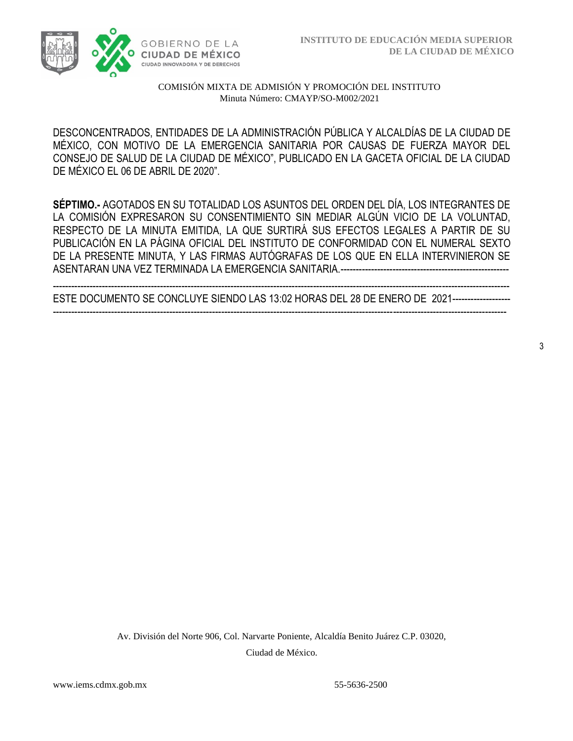DESCONCENTRADOS, ENTIDADES DE LA ADMINISTRACIÓN PÚBLICA Y ALCALDÍAS DE LA CIUDAD DE MÉXICO, CON MOTIVO DE LA EMERGENCIA SANITARIA POR CAUSAS DE FUERZA MAYOR DEL CONSEJO DE SALUD DE LA CIUDAD DE MÉXICO", PUBLICADO EN LA GACETA OFICIAL DE LA CIUDAD DE MÉXICO EL 06 DE ABRIL DE 2020".

**SÉPTIMO.-** AGOTADOS EN SU TOTALIDAD LOS ASUNTOS DEL ORDEN DEL DÍA, LOS INTEGRANTES DE LA COMISIÓN EXPRESARON SU CONSENTIMIENTO SIN MEDIAR ALGÚN VICIO DE LA VOLUNTAD, RESPECTO DE LA MINUTA EMITIDA, LA QUE SURTIRÁ SUS EFECTOS LEGALES A PARTIR DE SU PUBLICACIÓN EN LA PÁGINA OFICIAL DEL INSTITUTO DE CONFORMIDAD CON EL NUMERAL SEXTO DE LA PRESENTE MINUTA, Y LAS FIRMAS AUTÓGRAFAS DE LOS QUE EN ELLA INTERVINIERON SE ASENTARAN UNA VEZ TERMINADA LA EMERGENCIA SANITARIA.-------------------------------------------------------

-----------------------------------------------------------------------------------------------------------------------------------------------

ESTE DOCUMENTO SE CONCLUYE SIENDO LAS 13:02 HORAS DEL 28 DE ENERO DE 2021-------------------

-----------------------------------------------------------------------------------------------------------------------------------------------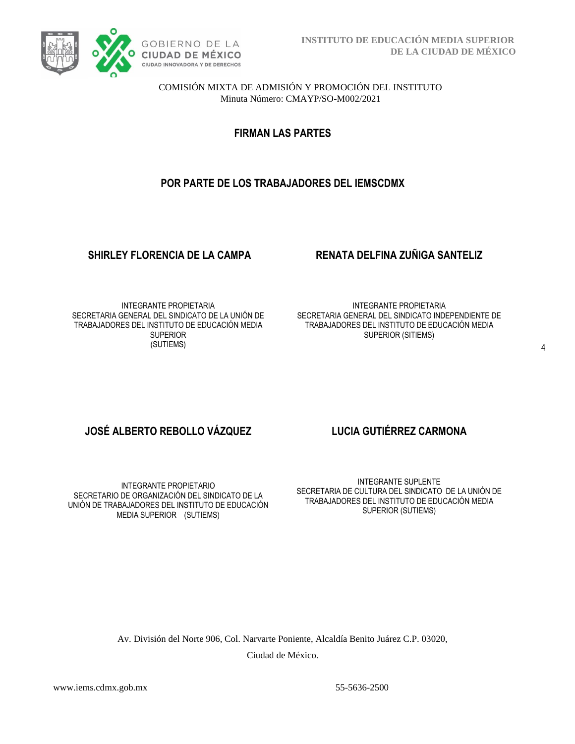COMISIÓN MIXTA DE ADMISIÓN Y PROMOCIÓN DEL INSTITUTO
Minuta Número: CMAYP/SO-M002/2021

## FIRMAN LAS PARTES

## POR PARTE DE LOS TRABAJADORES DEL IEMSCDMX

**SHIRLEY FLORENCIA DE LA CAMPA**

INTEGRANTE PROPIETARIA
SECRETARIA GENERAL DEL SINDICATO DE LA UNIÓN DE TRABAJADORES DEL INSTITUTO DE EDUCACIÓN MEDIA SUPERIOR
(SUTIEMS)

**RENATA DELFINA ZUÑIGA SANTELIZ**

INTEGRANTE PROPIETARIA
SECRETARIA GENERAL DEL SINDICATO INDEPENDIENTE DE TRABAJADORES DEL INSTITUTO DE EDUCACIÓN MEDIA SUPERIOR (SITIEMS)

**JOSÉ ALBERTO REBOLLO VÁZQUEZ**

INTEGRANTE PROPIETARIO
SECRETARIO DE ORGANIZACIÓN DEL SINDICATO DE LA UNIÓN DE TRABAJADORES DEL INSTITUTO DE EDUCACIÓN MEDIA SUPERIOR (SUTIEMS)

**LUCIA GUTIÉRREZ CARMONA**

INTEGRANTE SUPLENTE
SECRETARIA DE CULTURA DEL SINDICATO DE LA UNIÓN DE TRABAJADORES DEL INSTITUTO DE EDUCACIÓN MEDIA SUPERIOR (SUTIEMS)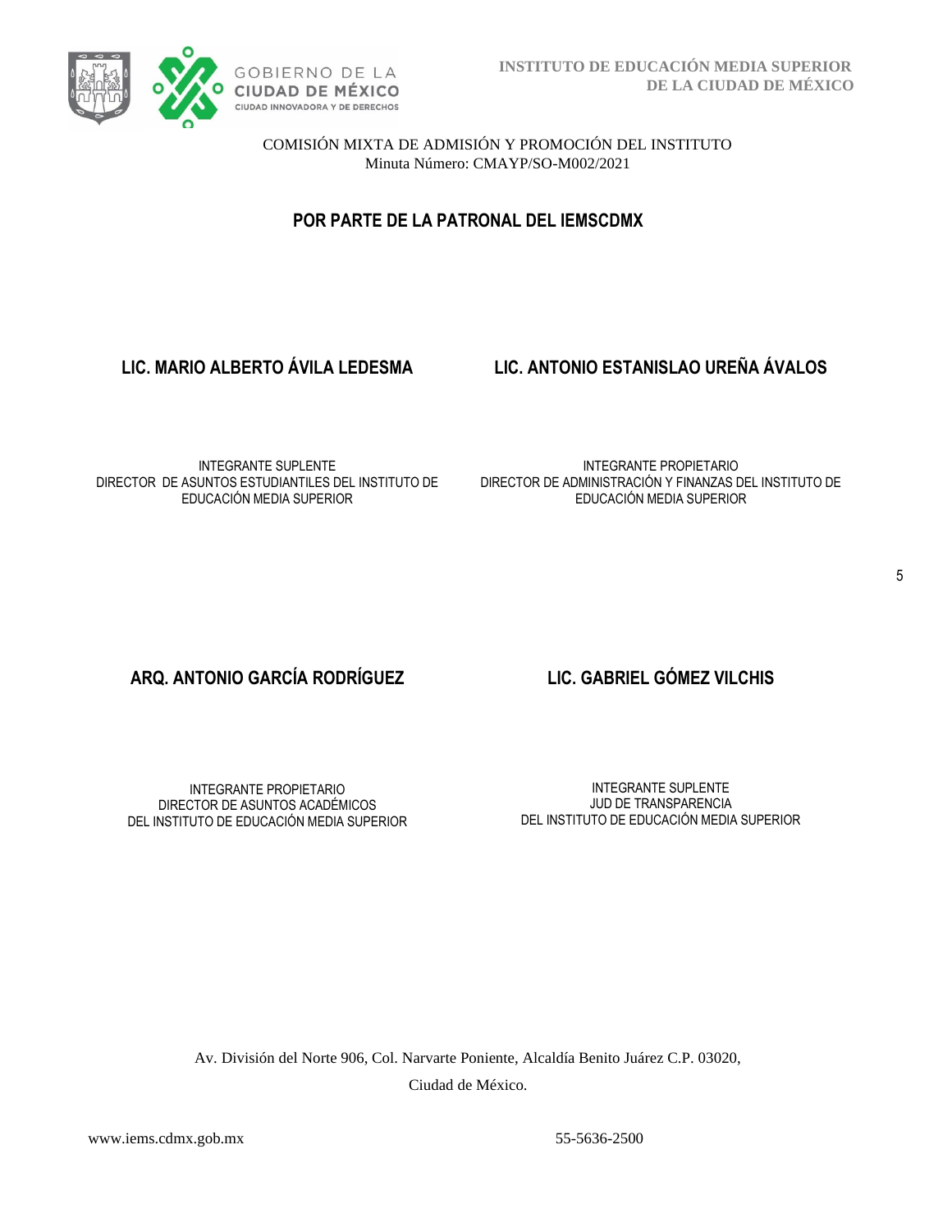## POR PARTE DE LA PATRONAL DEL IEMSCDMX

**LIC. MARIO ALBERTO ÁVILA LEDESMA**

INTEGRANTE SUPLENTE
DIRECTOR DE ASUNTOS ESTUDIANTILES DEL INSTITUTO DE EDUCACIÓN MEDIA SUPERIOR

**LIC. ANTONIO ESTANISLAO UREÑA ÁVALOS**

INTEGRANTE PROPIETARIO
DIRECTOR DE ADMINISTRACIÓN Y FINANZAS DEL INSTITUTO DE EDUCACIÓN MEDIA SUPERIOR

**ARQ. ANTONIO GARCÍA RODRÍGUEZ**

INTEGRANTE PROPIETARIO
DIRECTOR DE ASUNTOS ACADÉMICOS
DEL INSTITUTO DE EDUCACIÓN MEDIA SUPERIOR

**LIC. GABRIEL GÓMEZ VILCHIS**

INTEGRANTE SUPLENTE
JUD DE TRANSPARENCIA
DEL INSTITUTO DE EDUCACIÓN MEDIA SUPERIOR